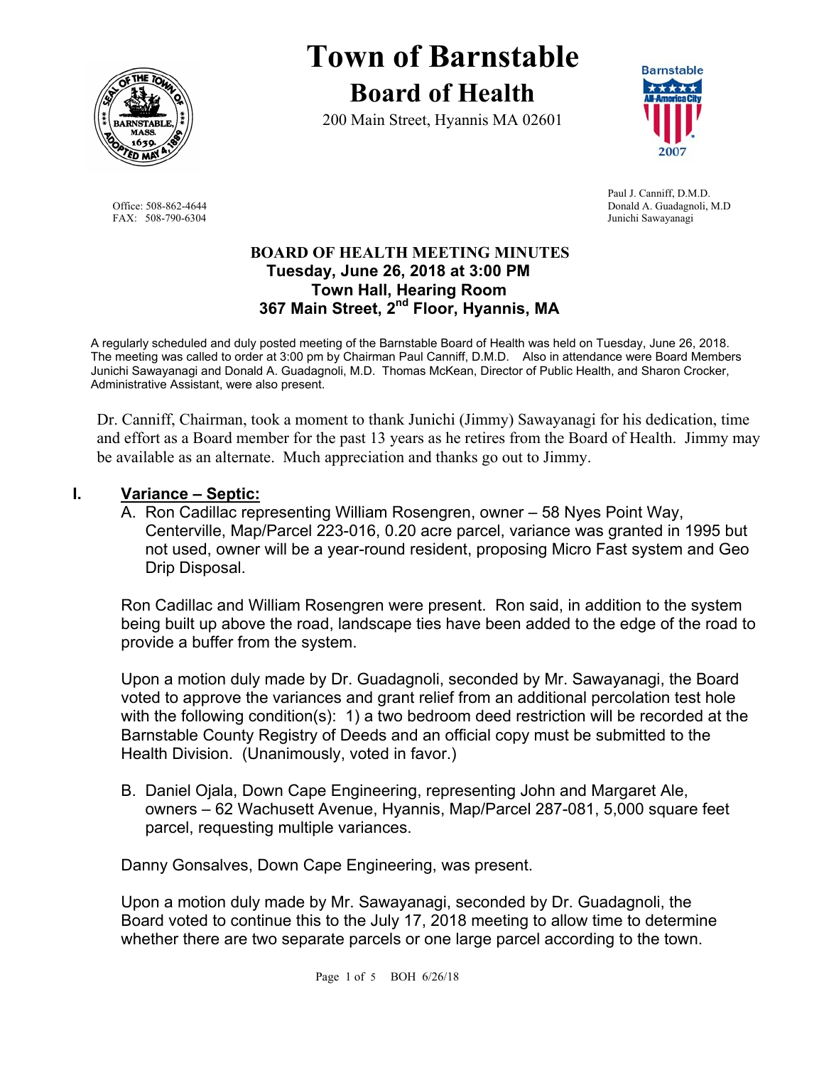# Town of Barnstable

## Board of Health

200 Main Street, Hyannis MA 02601

Office: 508-862-4644
FAX: 508-790-6304

Paul J. Canniff, D.M.D.
Donald A. Guadagnoli, M.D
Junichi Sawayanagi

### BOARD OF HEALTH MEETING MINUTES

**Tuesday, June 26, 2018 at 3:00 PM**
**Town Hall, Hearing Room**
**367 Main Street, 2nd Floor, Hyannis, MA**

A regularly scheduled and duly posted meeting of the Barnstable Board of Health was held on Tuesday, June 26, 2018. The meeting was called to order at 3:00 pm by Chairman Paul Canniff, D.M.D. Also in attendance were Board Members Junichi Sawayanagi and Donald A. Guadagnoli, M.D. Thomas McKean, Director of Public Health, and Sharon Crocker, Administrative Assistant, were also present.

Dr. Canniff, Chairman, took a moment to thank Junichi (Jimmy) Sawayanagi for his dedication, time and effort as a Board member for the past 13 years as he retires from the Board of Health. Jimmy may be available as an alternate. Much appreciation and thanks go out to Jimmy.

## I. Variance – Septic:

A. Ron Cadillac representing William Rosengren, owner – 58 Nyes Point Way, Centerville, Map/Parcel 223-016, 0.20 acre parcel, variance was granted in 1995 but not used, owner will be a year-round resident, proposing Micro Fast system and Geo Drip Disposal.

Ron Cadillac and William Rosengren were present. Ron said, in addition to the system being built up above the road, landscape ties have been added to the edge of the road to provide a buffer from the system.

Upon a motion duly made by Dr. Guadagnoli, seconded by Mr. Sawayanagi, the Board voted to approve the variances and grant relief from an additional percolation test hole with the following condition(s): 1) a two bedroom deed restriction will be recorded at the Barnstable County Registry of Deeds and an official copy must be submitted to the Health Division. (Unanimously, voted in favor.)

B. Daniel Ojala, Down Cape Engineering, representing John and Margaret Ale, owners – 62 Wachusett Avenue, Hyannis, Map/Parcel 287-081, 5,000 square feet parcel, requesting multiple variances.

Danny Gonsalves, Down Cape Engineering, was present.

Upon a motion duly made by Mr. Sawayanagi, seconded by Dr. Guadagnoli, the Board voted to continue this to the July 17, 2018 meeting to allow time to determine whether there are two separate parcels or one large parcel according to the town.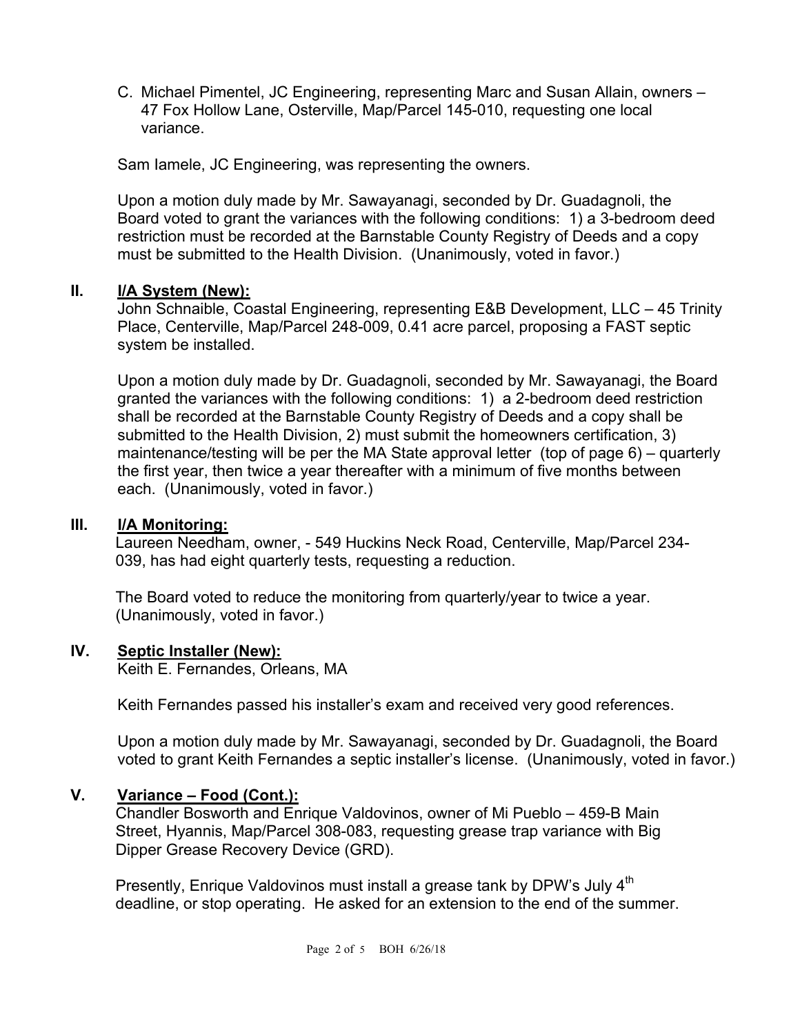C. Michael Pimentel, JC Engineering, representing Marc and Susan Allain, owners – 47 Fox Hollow Lane, Osterville, Map/Parcel 145-010, requesting one local variance.

Sam Iamele, JC Engineering, was representing the owners.

Upon a motion duly made by Mr. Sawayanagi, seconded by Dr. Guadagnoli, the Board voted to grant the variances with the following conditions: 1) a 3-bedroom deed restriction must be recorded at the Barnstable County Registry of Deeds and a copy must be submitted to the Health Division. (Unanimously, voted in favor.)

## II. <u>I/A System (New):</u>

John Schnaible, Coastal Engineering, representing E&B Development, LLC – 45 Trinity Place, Centerville, Map/Parcel 248-009, 0.41 acre parcel, proposing a FAST septic system be installed.

Upon a motion duly made by Dr. Guadagnoli, seconded by Mr. Sawayanagi, the Board granted the variances with the following conditions: 1) a 2-bedroom deed restriction shall be recorded at the Barnstable County Registry of Deeds and a copy shall be submitted to the Health Division, 2) must submit the homeowners certification, 3) maintenance/testing will be per the MA State approval letter (top of page 6) – quarterly the first year, then twice a year thereafter with a minimum of five months between each. (Unanimously, voted in favor.)

## III. <u>I/A Monitoring:</u>

Laureen Needham, owner, - 549 Huckins Neck Road, Centerville, Map/Parcel 234-039, has had eight quarterly tests, requesting a reduction.

The Board voted to reduce the monitoring from quarterly/year to twice a year. (Unanimously, voted in favor.)

## IV. <u>Septic Installer (New):</u>

Keith E. Fernandes, Orleans, MA

Keith Fernandes passed his installer's exam and received very good references.

Upon a motion duly made by Mr. Sawayanagi, seconded by Dr. Guadagnoli, the Board voted to grant Keith Fernandes a septic installer's license. (Unanimously, voted in favor.)

## V. <u>Variance – Food (Cont.):</u>

Chandler Bosworth and Enrique Valdovinos, owner of Mi Pueblo – 459-B Main Street, Hyannis, Map/Parcel 308-083, requesting grease trap variance with Big Dipper Grease Recovery Device (GRD).

Presently, Enrique Valdovinos must install a grease tank by DPW's July 4th deadline, or stop operating. He asked for an extension to the end of the summer.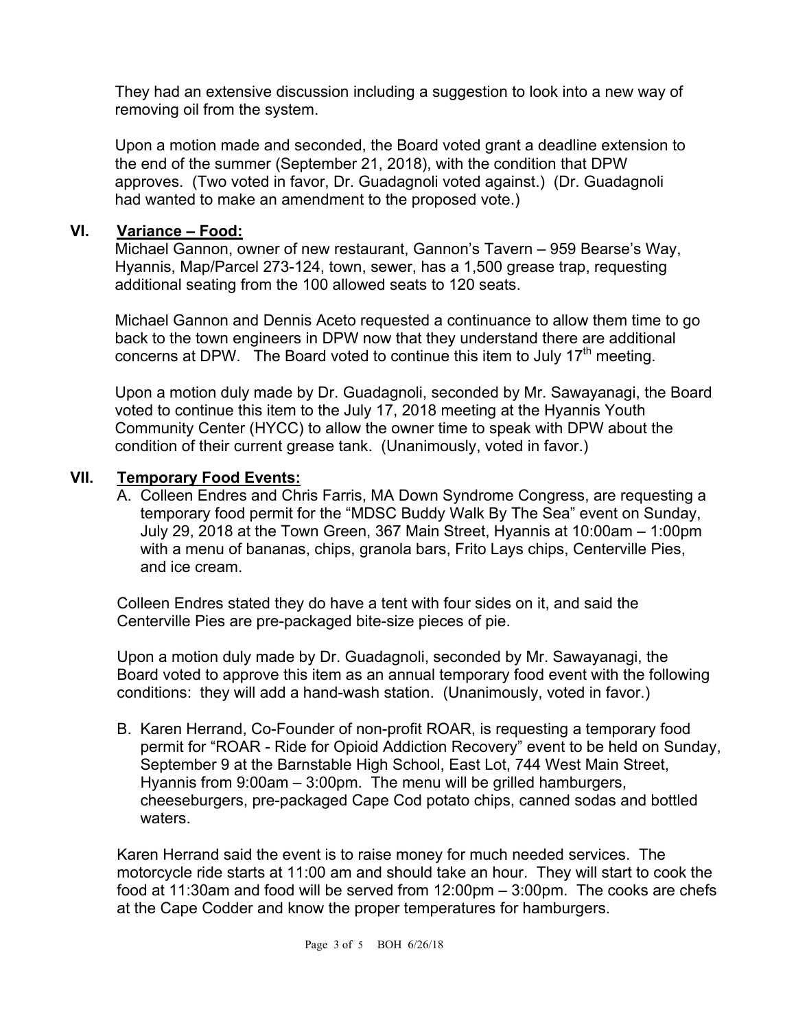They had an extensive discussion including a suggestion to look into a new way of removing oil from the system.

Upon a motion made and seconded, the Board voted grant a deadline extension to the end of the summer (September 21, 2018), with the condition that DPW approves. (Two voted in favor, Dr. Guadagnoli voted against.) (Dr. Guadagnoli had wanted to make an amendment to the proposed vote.)

## VI. Variance – Food:

Michael Gannon, owner of new restaurant, Gannon's Tavern – 959 Bearse's Way, Hyannis, Map/Parcel 273-124, town, sewer, has a 1,500 grease trap, requesting additional seating from the 100 allowed seats to 120 seats.

Michael Gannon and Dennis Aceto requested a continuance to allow them time to go back to the town engineers in DPW now that they understand there are additional concerns at DPW. The Board voted to continue this item to July 17th meeting.

Upon a motion duly made by Dr. Guadagnoli, seconded by Mr. Sawayanagi, the Board voted to continue this item to the July 17, 2018 meeting at the Hyannis Youth Community Center (HYCC) to allow the owner time to speak with DPW about the condition of their current grease tank. (Unanimously, voted in favor.)

## VII. Temporary Food Events:

A. Colleen Endres and Chris Farris, MA Down Syndrome Congress, are requesting a temporary food permit for the "MDSC Buddy Walk By The Sea" event on Sunday, July 29, 2018 at the Town Green, 367 Main Street, Hyannis at 10:00am – 1:00pm with a menu of bananas, chips, granola bars, Frito Lays chips, Centerville Pies, and ice cream.

Colleen Endres stated they do have a tent with four sides on it, and said the Centerville Pies are pre-packaged bite-size pieces of pie.

Upon a motion duly made by Dr. Guadagnoli, seconded by Mr. Sawayanagi, the Board voted to approve this item as an annual temporary food event with the following conditions: they will add a hand-wash station. (Unanimously, voted in favor.)

B. Karen Herrand, Co-Founder of non-profit ROAR, is requesting a temporary food permit for "ROAR - Ride for Opioid Addiction Recovery" event to be held on Sunday, September 9 at the Barnstable High School, East Lot, 744 West Main Street, Hyannis from 9:00am – 3:00pm. The menu will be grilled hamburgers, cheeseburgers, pre-packaged Cape Cod potato chips, canned sodas and bottled waters.

Karen Herrand said the event is to raise money for much needed services. The motorcycle ride starts at 11:00 am and should take an hour. They will start to cook the food at 11:30am and food will be served from 12:00pm – 3:00pm. The cooks are chefs at the Cape Codder and know the proper temperatures for hamburgers.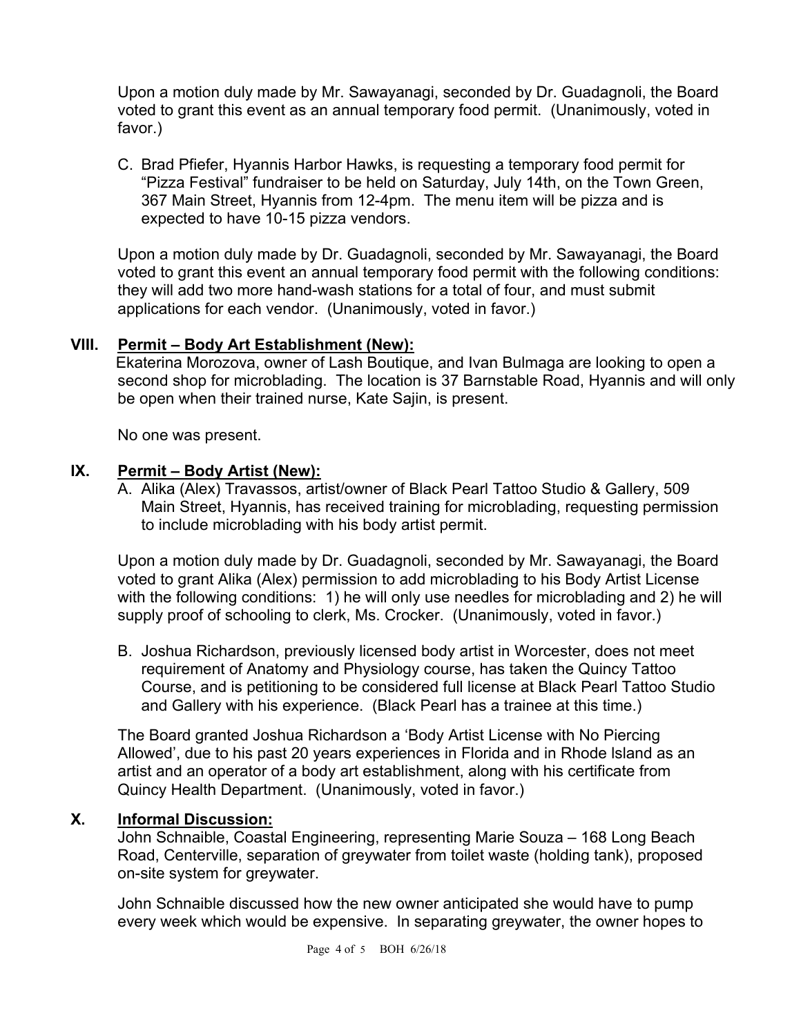Upon a motion duly made by Mr. Sawayanagi, seconded by Dr. Guadagnoli, the Board voted to grant this event as an annual temporary food permit. (Unanimously, voted in favor.)

C. Brad Pfiefer, Hyannis Harbor Hawks, is requesting a temporary food permit for "Pizza Festival" fundraiser to be held on Saturday, July 14th, on the Town Green, 367 Main Street, Hyannis from 12-4pm. The menu item will be pizza and is expected to have 10-15 pizza vendors.

Upon a motion duly made by Dr. Guadagnoli, seconded by Mr. Sawayanagi, the Board voted to grant this event an annual temporary food permit with the following conditions: they will add two more hand-wash stations for a total of four, and must submit applications for each vendor. (Unanimously, voted in favor.)

## VIII. Permit – Body Art Establishment (New):

Ekaterina Morozova, owner of Lash Boutique, and Ivan Bulmaga are looking to open a second shop for microblading. The location is 37 Barnstable Road, Hyannis and will only be open when their trained nurse, Kate Sajin, is present.

No one was present.

## IX. Permit – Body Artist (New):

A. Alika (Alex) Travassos, artist/owner of Black Pearl Tattoo Studio & Gallery, 509 Main Street, Hyannis, has received training for microblading, requesting permission to include microblading with his body artist permit.

Upon a motion duly made by Dr. Guadagnoli, seconded by Mr. Sawayanagi, the Board voted to grant Alika (Alex) permission to add microblading to his Body Artist License with the following conditions: 1) he will only use needles for microblading and 2) he will supply proof of schooling to clerk, Ms. Crocker. (Unanimously, voted in favor.)

B. Joshua Richardson, previously licensed body artist in Worcester, does not meet requirement of Anatomy and Physiology course, has taken the Quincy Tattoo Course, and is petitioning to be considered full license at Black Pearl Tattoo Studio and Gallery with his experience. (Black Pearl has a trainee at this time.)

The Board granted Joshua Richardson a 'Body Artist License with No Piercing Allowed', due to his past 20 years experiences in Florida and in Rhode Island as an artist and an operator of a body art establishment, along with his certificate from Quincy Health Department. (Unanimously, voted in favor.)

## X. Informal Discussion:

John Schnaible, Coastal Engineering, representing Marie Souza – 168 Long Beach Road, Centerville, separation of greywater from toilet waste (holding tank), proposed on-site system for greywater.

John Schnaible discussed how the new owner anticipated she would have to pump every week which would be expensive. In separating greywater, the owner hopes to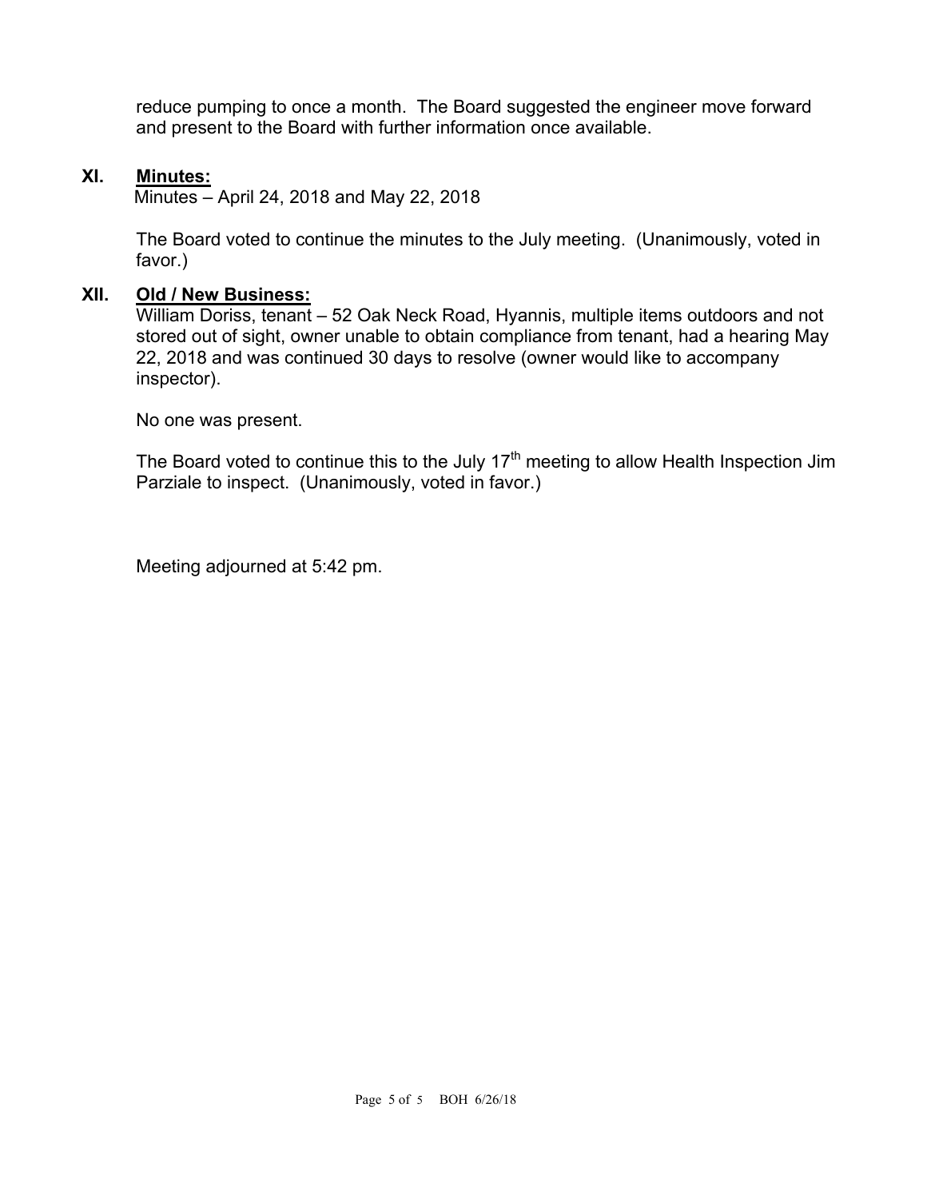reduce pumping to once a month. The Board suggested the engineer move forward and present to the Board with further information once available.

## XI. Minutes:

Minutes – April 24, 2018 and May 22, 2018

The Board voted to continue the minutes to the July meeting. (Unanimously, voted in favor.)

## XII. Old / New Business:

William Doriss, tenant – 52 Oak Neck Road, Hyannis, multiple items outdoors and not stored out of sight, owner unable to obtain compliance from tenant, had a hearing May 22, 2018 and was continued 30 days to resolve (owner would like to accompany inspector).

No one was present.

The Board voted to continue this to the July 17th meeting to allow Health Inspection Jim Parziale to inspect. (Unanimously, voted in favor.)

Meeting adjourned at 5:42 pm.